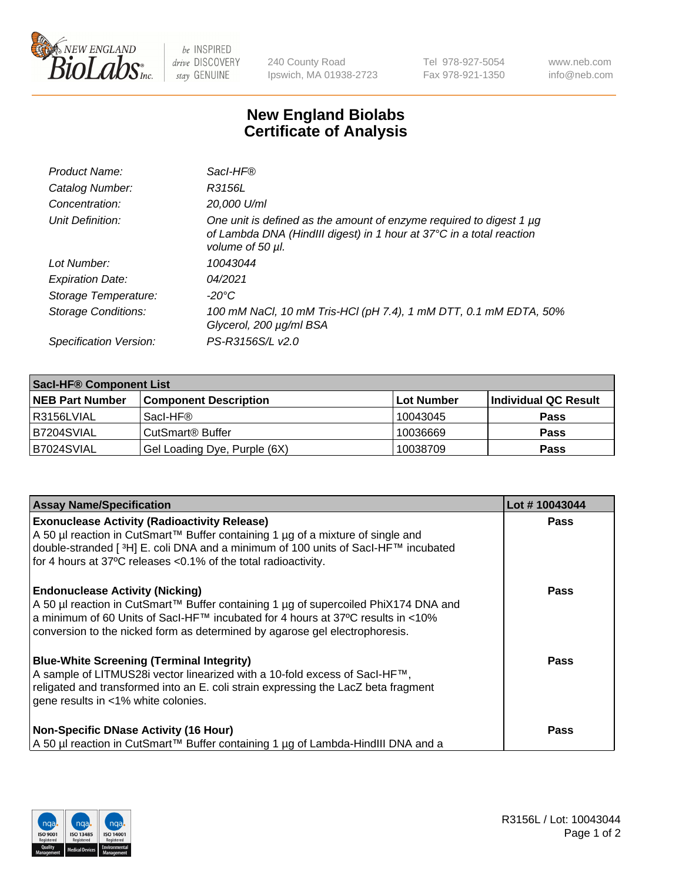# New England Biolabs Certificate of Analysis

| | |
|---|---|
| *Product Name:* | *SacI-HF®* |
| *Catalog Number:* | *R3156L* |
| *Concentration:* | *20,000 U/ml* |
| *Unit Definition:* | *One unit is defined as the amount of enzyme required to digest 1 µg of Lambda DNA (HindIII digest) in 1 hour at 37°C in a total reaction volume of 50 µl.* |
| *Lot Number:* | *10043044* |
| *Expiration Date:* | *04/2021* |
| *Storage Temperature:* | *-20°C* |
| *Storage Conditions:* | *100 mM NaCl, 10 mM Tris-HCl (pH 7.4), 1 mM DTT, 0.1 mM EDTA, 50% Glycerol, 200 µg/ml BSA* |
| *Specification Version:* | *PS-R3156S/L v2.0* |

| SacI-HF® Component List | | | |
|---|---|---|---|
| **NEB Part Number** | **Component Description** | **Lot Number** | **Individual QC Result** |
| R3156LVIAL | SacI-HF® | 10043045 | **Pass** |
| B7204SVIAL | CutSmart® Buffer | 10036669 | **Pass** |
| B7024SVIAL | Gel Loading Dye, Purple (6X) | 10038709 | **Pass** |

| Assay Name/Specification | Lot # 10043044 |
|---|---|
| **Exonuclease Activity (Radioactivity Release)**<br>A 50 µl reaction in CutSmart™ Buffer containing 1 µg of a mixture of single and double-stranded [ $^3$H] E. coli DNA and a minimum of 100 units of SacI-HF™ incubated for 4 hours at 37ºC releases <0.1% of the total radioactivity. | **Pass** |
| **Endonuclease Activity (Nicking)**<br>A 50 µl reaction in CutSmart™ Buffer containing 1 µg of supercoiled PhiX174 DNA and a minimum of 60 Units of SacI-HF™ incubated for 4 hours at 37ºC results in <10% conversion to the nicked form as determined by agarose gel electrophoresis. | **Pass** |
| **Blue-White Screening (Terminal Integrity)**<br>A sample of LITMUS28i vector linearized with a 10-fold excess of SacI-HF™, religated and transformed into an E. coli strain expressing the LacZ beta fragment gene results in <1% white colonies. | **Pass** |
| **Non-Specific DNase Activity (16 Hour)**<br>A 50 µl reaction in CutSmart™ Buffer containing 1 µg of Lambda-HindIII DNA and a | **Pass** |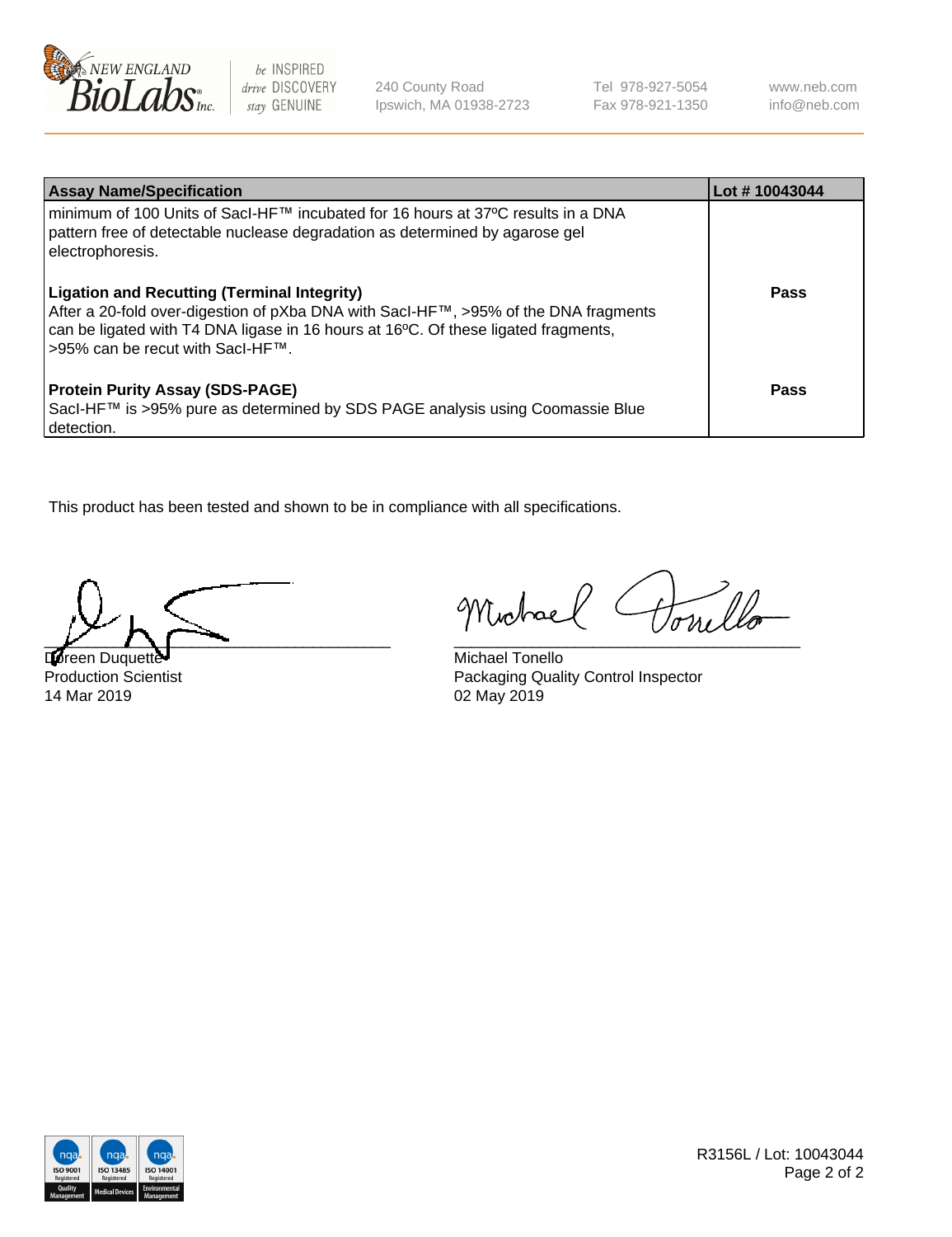| Assay Name/Specification | Lot # 10043044 |
|---|---|
| minimum of 100 Units of SacI-HF™ incubated for 16 hours at 37ºC results in a DNA pattern free of detectable nuclease degradation as determined by agarose gel electrophoresis. | |
| **Ligation and Recutting (Terminal Integrity)** After a 20-fold over-digestion of pXba DNA with SacI-HF™, >95% of the DNA fragments can be ligated with T4 DNA ligase in 16 hours at 16ºC. Of these ligated fragments, >95% can be recut with SacI-HF™. | **Pass** |
| **Protein Purity Assay (SDS-PAGE)** SacI-HF™ is >95% pure as determined by SDS PAGE analysis using Coomassie Blue detection. | **Pass** |

This product has been tested and shown to be in compliance with all specifications.

Doreen Duquette
Production Scientist
14 Mar 2019

Michael Tonello
Packaging Quality Control Inspector
02 May 2019

R3156L / Lot: 10043044